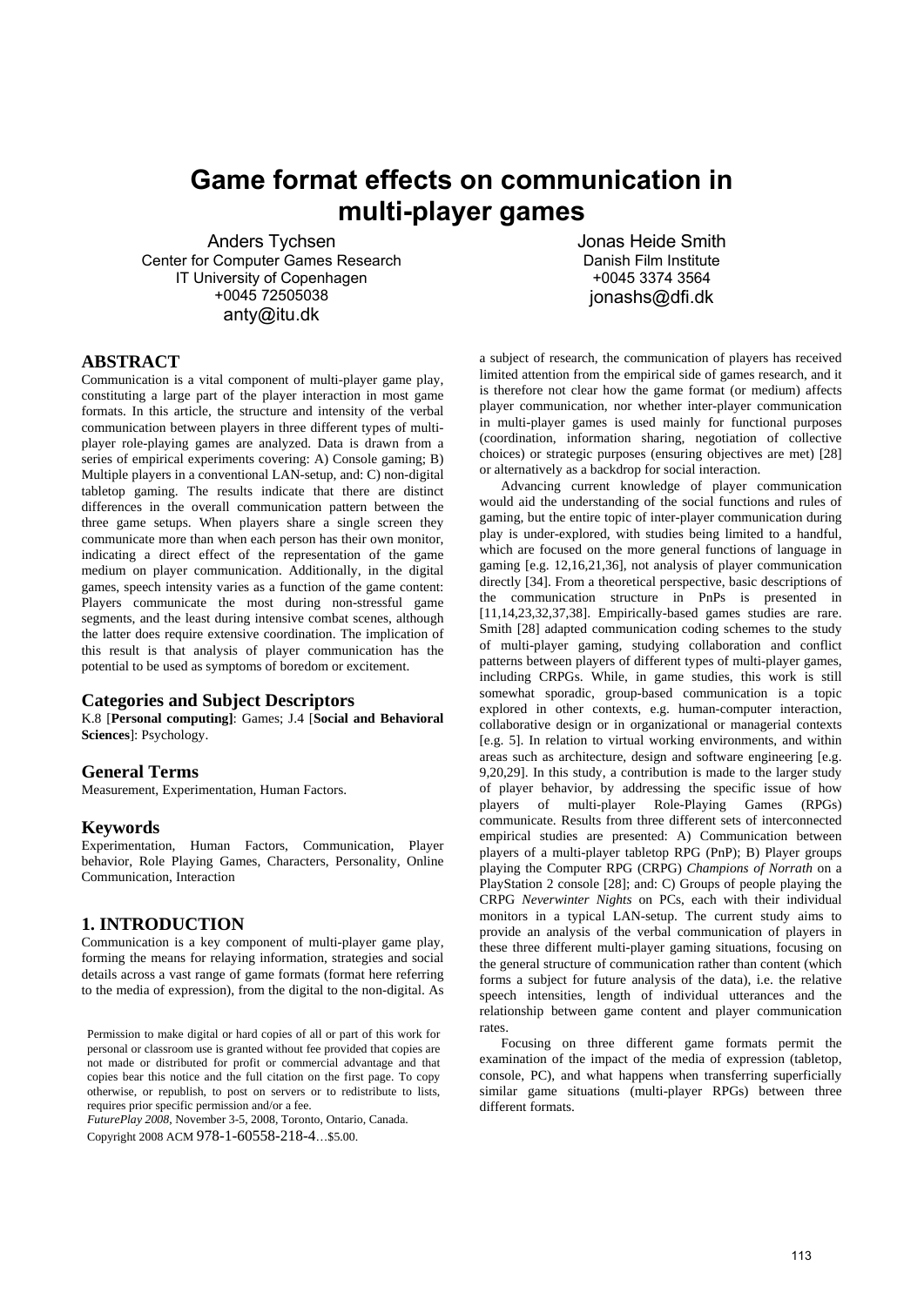# Game format effects on communication in multi-player games

Anders Tychsen
Center for Computer Games Research
IT University of Copenhagen
+0045 72505038
anty@itu.dk

Jonas Heide Smith
Danish Film Institute
+0045 3374 3564
jonashs@dfi.dk

## ABSTRACT

Communication is a vital component of multi-player game play, constituting a large part of the player interaction in most game formats. In this article, the structure and intensity of the verbal communication between players in three different types of multi-player role-playing games are analyzed. Data is drawn from a series of empirical experiments covering: A) Console gaming; B) Multiple players in a conventional LAN-setup, and: C) non-digital tabletop gaming. The results indicate that there are distinct differences in the overall communication pattern between the three game setups. When players share a single screen they communicate more than when each person has their own monitor, indicating a direct effect of the representation of the game medium on player communication. Additionally, in the digital games, speech intensity varies as a function of the game content: Players communicate the most during non-stressful game segments, and the least during intensive combat scenes, although the latter does require extensive coordination. The implication of this result is that analysis of player communication has the potential to be used as symptoms of boredom or excitement.

### Categories and Subject Descriptors

K.8 [**Personal computing**]: Games; J.4 [**Social and Behavioral Sciences**]: Psychology.

### General Terms

Measurement, Experimentation, Human Factors.

### Keywords

Experimentation, Human Factors, Communication, Player behavior, Role Playing Games, Characters, Personality, Online Communication, Interaction

## 1. INTRODUCTION

Communication is a key component of multi-player game play, forming the means for relaying information, strategies and social details across a vast range of game formats (format here referring to the media of expression), from the digital to the non-digital. As a subject of research, the communication of players has received limited attention from the empirical side of games research, and it is therefore not clear how the game format (or medium) affects player communication, nor whether inter-player communication in multi-player games is used mainly for functional purposes (coordination, information sharing, negotiation of collective choices) or strategic purposes (ensuring objectives are met) [28] or alternatively as a backdrop for social interaction.

Advancing current knowledge of player communication would aid the understanding of the social functions and rules of gaming, but the entire topic of inter-player communication during play is under-explored, with studies being limited to a handful, which are focused on the more general functions of language in gaming [e.g. 12,16,21,36], not analysis of player communication directly [34]. From a theoretical perspective, basic descriptions of the communication structure in PnPs is presented in [11,14,23,32,37,38]. Empirically-based games studies are rare. Smith [28] adapted communication coding schemes to the study of multi-player gaming, studying collaboration and conflict patterns between players of different types of multi-player games, including CRPGs. While, in game studies, this work is still somewhat sporadic, group-based communication is a topic explored in other contexts, e.g. human-computer interaction, collaborative design or in organizational or managerial contexts [e.g. 5]. In relation to virtual working environments, and within areas such as architecture, design and software engineering [e.g. 9,20,29]. In this study, a contribution is made to the larger study of player behavior, by addressing the specific issue of how players of multi-player Role-Playing Games (RPGs) communicate. Results from three different sets of interconnected empirical studies are presented: A) Communication between players of a multi-player tabletop RPG (PnP); B) Player groups playing the Computer RPG (CRPG) *Champions of Norrath* on a PlayStation 2 console [28]; and: C) Groups of people playing the CRPG *Neverwinter Nights* on PCs, each with their individual monitors in a typical LAN-setup. The current study aims to provide an analysis of the verbal communication of players in these three different multi-player gaming situations, focusing on the general structure of communication rather than content (which forms a subject for future analysis of the data), i.e. the relative speech intensities, length of individual utterances and the relationship between game content and player communication rates.

Focusing on three different game formats permit the examination of the impact of the media of expression (tabletop, console, PC), and what happens when transferring superficially similar game situations (multi-player RPGs) between three different formats.

Permission to make digital or hard copies of all or part of this work for personal or classroom use is granted without fee provided that copies are not made or distributed for profit or commercial advantage and that copies bear this notice and the full citation on the first page. To copy otherwise, or republish, to post on servers or to redistribute to lists, requires prior specific permission and/or a fee.
*FuturePlay 2008*, November 3-5, 2008, Toronto, Ontario, Canada.
Copyright 2008 ACM 978-1-60558-218-4…$5.00.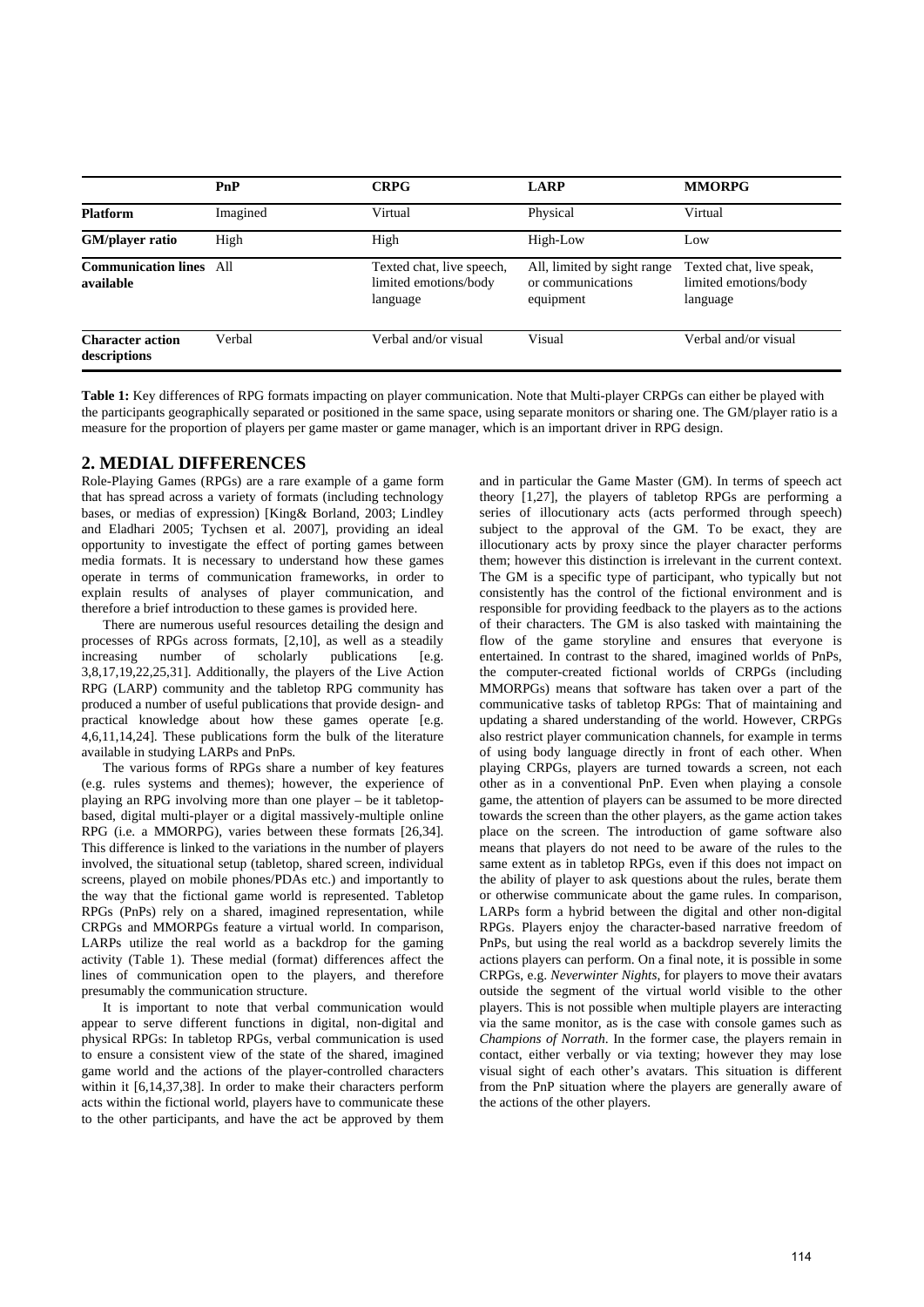| | PnP | CRPG | LARP | MMORPG |
|---|---|---|---|---|
| **Platform** | Imagined | Virtual | Physical | Virtual |
| **GM/player ratio** | High | High | High-Low | Low |
| **Communication lines available** | All | Texted chat, live speech, limited emotions/body language | All, limited by sight range or communications equipment | Texted chat, live speak, limited emotions/body language |
| **Character action descriptions** | Verbal | Verbal and/or visual | Visual | Verbal and/or visual |

**Table 1:** Key differences of RPG formats impacting on player communication. Note that Multi-player CRPGs can either be played with the participants geographically separated or positioned in the same space, using separate monitors or sharing one. The GM/player ratio is a measure for the proportion of players per game master or game manager, which is an important driver in RPG design.

## 2. MEDIAL DIFFERENCES

Role-Playing Games (RPGs) are a rare example of a game form that has spread across a variety of formats (including technology bases, or medias of expression) [King& Borland, 2003; Lindley and Eladhari 2005; Tychsen et al. 2007], providing an ideal opportunity to investigate the effect of porting games between media formats. It is necessary to understand how these games operate in terms of communication frameworks, in order to explain results of analyses of player communication, and therefore a brief introduction to these games is provided here.

There are numerous useful resources detailing the design and processes of RPGs across formats, [2,10], as well as a steadily increasing number of scholarly publications [e.g. 3,8,17,19,22,25,31]. Additionally, the players of the Live Action RPG (LARP) community and the tabletop RPG community has produced a number of useful publications that provide design- and practical knowledge about how these games operate [e.g. 4,6,11,14,24]. These publications form the bulk of the literature available in studying LARPs and PnPs.

The various forms of RPGs share a number of key features (e.g. rules systems and themes); however, the experience of playing an RPG involving more than one player – be it tabletop-based, digital multi-player or a digital massively-multiple online RPG (i.e. a MMORPG), varies between these formats [26,34]. This difference is linked to the variations in the number of players involved, the situational setup (tabletop, shared screen, individual screens, played on mobile phones/PDAs etc.) and importantly to the way that the fictional game world is represented. Tabletop RPGs (PnPs) rely on a shared, imagined representation, while CRPGs and MMORPGs feature a virtual world. In comparison, LARPs utilize the real world as a backdrop for the gaming activity (Table 1). These medial (format) differences affect the lines of communication open to the players, and therefore presumably the communication structure.

It is important to note that verbal communication would appear to serve different functions in digital, non-digital and physical RPGs: In tabletop RPGs, verbal communication is used to ensure a consistent view of the state of the shared, imagined game world and the actions of the player-controlled characters within it [6,14,37,38]. In order to make their characters perform acts within the fictional world, players have to communicate these to the other participants, and have the act be approved by them and in particular the Game Master (GM). In terms of speech act theory [1,27], the players of tabletop RPGs are performing a series of illocutionary acts (acts performed through speech) subject to the approval of the GM. To be exact, they are illocutionary acts by proxy since the player character performs them; however this distinction is irrelevant in the current context. The GM is a specific type of participant, who typically but not consistently has the control of the fictional environment and is responsible for providing feedback to the players as to the actions of their characters. The GM is also tasked with maintaining the flow of the game storyline and ensures that everyone is entertained. In contrast to the shared, imagined worlds of PnPs, the computer-created fictional worlds of CRPGs (including MMORPGs) means that software has taken over a part of the communicative tasks of tabletop RPGs: That of maintaining and updating a shared understanding of the world. However, CRPGs also restrict player communication channels, for example in terms of using body language directly in front of each other. When playing CRPGs, players are turned towards a screen, not each other as in a conventional PnP. Even when playing a console game, the attention of players can be assumed to be more directed towards the screen than the other players, as the game action takes place on the screen. The introduction of game software also means that players do not need to be aware of the rules to the same extent as in tabletop RPGs, even if this does not impact on the ability of player to ask questions about the rules, berate them or otherwise communicate about the game rules. In comparison, LARPs form a hybrid between the digital and other non-digital RPGs. Players enjoy the character-based narrative freedom of PnPs, but using the real world as a backdrop severely limits the actions players can perform. On a final note, it is possible in some CRPGs, e.g. *Neverwinter Nights*, for players to move their avatars outside the segment of the virtual world visible to the other players. This is not possible when multiple players are interacting via the same monitor, as is the case with console games such as *Champions of Norrath*. In the former case, the players remain in contact, either verbally or via texting; however they may lose visual sight of each other's avatars. This situation is different from the PnP situation where the players are generally aware of the actions of the other players.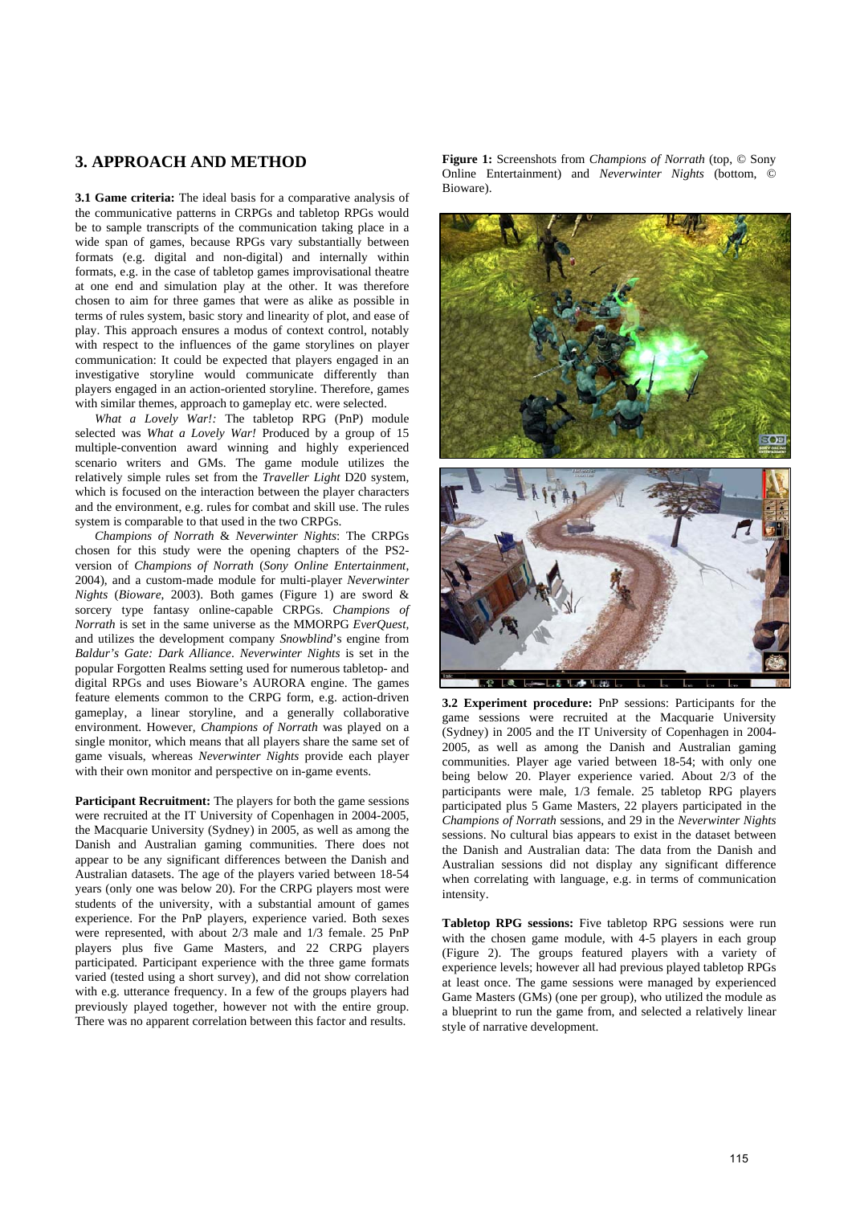## 3. APPROACH AND METHOD

**3.1 Game criteria:** The ideal basis for a comparative analysis of the communicative patterns in CRPGs and tabletop RPGs would be to sample transcripts of the communication taking place in a wide span of games, because RPGs vary substantially between formats (e.g. digital and non-digital) and internally within formats, e.g. in the case of tabletop games improvisational theatre at one end and simulation play at the other. It was therefore chosen to aim for three games that were as alike as possible in terms of rules system, basic story and linearity of plot, and ease of play. This approach ensures a modus of context control, notably with respect to the influences of the game storylines on player communication: It could be expected that players engaged in an investigative storyline would communicate differently than players engaged in an action-oriented storyline. Therefore, games with similar themes, approach to gameplay etc. were selected.

*What a Lovely War!:* The tabletop RPG (PnP) module selected was *What a Lovely War!* Produced by a group of 15 multiple-convention award winning and highly experienced scenario writers and GMs. The game module utilizes the relatively simple rules set from the *Traveller Light* D20 system, which is focused on the interaction between the player characters and the environment, e.g. rules for combat and skill use. The rules system is comparable to that used in the two CRPGs.

*Champions of Norrath* & *Neverwinter Nights*: The CRPGs chosen for this study were the opening chapters of the PS2-version of *Champions of Norrath* (*Sony Online Entertainment*, 2004), and a custom-made module for multi-player *Neverwinter Nights* (*Bioware*, 2003). Both games (Figure 1) are sword & sorcery type fantasy online-capable CRPGs. *Champions of Norrath* is set in the same universe as the MMORPG *EverQuest*, and utilizes the development company *Snowblind*'s engine from *Baldur's Gate: Dark Alliance*. *Neverwinter Nights* is set in the popular Forgotten Realms setting used for numerous tabletop- and digital RPGs and uses Bioware's AURORA engine. The games feature elements common to the CRPG form, e.g. action-driven gameplay, a linear storyline, and a generally collaborative environment. However, *Champions of Norrath* was played on a single monitor, which means that all players share the same set of game visuals, whereas *Neverwinter Nights* provide each player with their own monitor and perspective on in-game events.

**Participant Recruitment:** The players for both the game sessions were recruited at the IT University of Copenhagen in 2004-2005, the Macquarie University (Sydney) in 2005, as well as among the Danish and Australian gaming communities. There does not appear to be any significant differences between the Danish and Australian datasets. The age of the players varied between 18-54 years (only one was below 20). For the CRPG players most were students of the university, with a substantial amount of games experience. For the PnP players, experience varied. Both sexes were represented, with about 2/3 male and 1/3 female. 25 PnP players plus five Game Masters, and 22 CRPG players participated. Participant experience with the three game formats varied (tested using a short survey), and did not show correlation with e.g. utterance frequency. In a few of the groups players had previously played together, however not with the entire group. There was no apparent correlation between this factor and results.

**Figure 1:** Screenshots from *Champions of Norrath* (top, © Sony Online Entertainment) and *Neverwinter Nights* (bottom, © Bioware).

**3.2 Experiment procedure:** PnP sessions: Participants for the game sessions were recruited at the Macquarie University (Sydney) in 2005 and the IT University of Copenhagen in 2004-2005, as well as among the Danish and Australian gaming communities. Player age varied between 18-54; with only one being below 20. Player experience varied. About 2/3 of the participants were male, 1/3 female. 25 tabletop RPG players participated plus 5 Game Masters, 22 players participated in the *Champions of Norrath* sessions, and 29 in the *Neverwinter Nights* sessions. No cultural bias appears to exist in the dataset between the Danish and Australian data: The data from the Danish and Australian sessions did not display any significant difference when correlating with language, e.g. in terms of communication intensity.

**Tabletop RPG sessions:** Five tabletop RPG sessions were run with the chosen game module, with 4-5 players in each group (Figure 2). The groups featured players with a variety of experience levels; however all had previous played tabletop RPGs at least once. The game sessions were managed by experienced Game Masters (GMs) (one per group), who utilized the module as a blueprint to run the game from, and selected a relatively linear style of narrative development.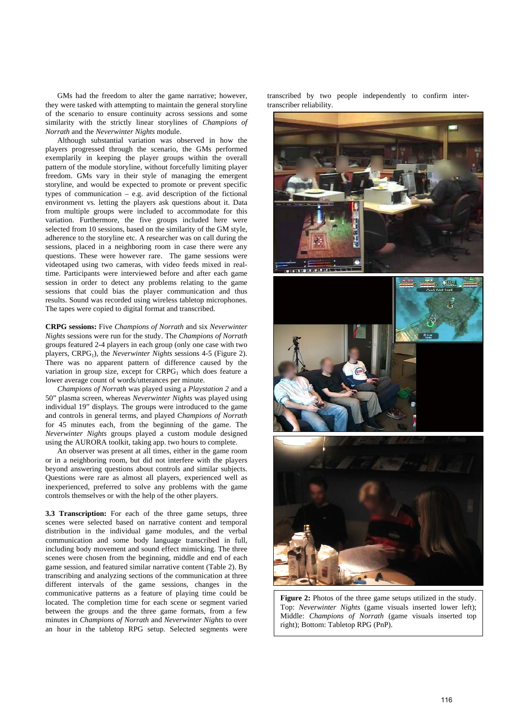GMs had the freedom to alter the game narrative; however, they were tasked with attempting to maintain the general storyline of the scenario to ensure continuity across sessions and some similarity with the strictly linear storylines of *Champions of Norrath* and the *Neverwinter Nights* module.

Although substantial variation was observed in how the players progressed through the scenario, the GMs performed exemplarily in keeping the player groups within the overall pattern of the module storyline, without forcefully limiting player freedom. GMs vary in their style of managing the emergent storyline, and would be expected to promote or prevent specific types of communication – e.g. avid description of the fictional environment vs. letting the players ask questions about it. Data from multiple groups were included to accommodate for this variation. Furthermore, the five groups included here were selected from 10 sessions, based on the similarity of the GM style, adherence to the storyline etc. A researcher was on call during the sessions, placed in a neighboring room in case there were any questions. These were however rare. The game sessions were videotaped using two cameras, with video feeds mixed in real-time. Participants were interviewed before and after each game session in order to detect any problems relating to the game sessions that could bias the player communication and thus results. Sound was recorded using wireless tabletop microphones. The tapes were copied to digital format and transcribed.

**CRPG sessions:** Five *Champions of Norrath* and six *Neverwinter Nights* sessions were run for the study. The *Champions of Norrath* groups featured 2-4 players in each group (only one case with two players, $CRPG_1$), the *Neverwinter Nights* sessions 4-5 (Figure 2). There was no apparent pattern of difference caused by the variation in group size, except for $CRPG_1$ which does feature a lower average count of words/utterances per minute.

*Champions of Norrath* was played using a *Playstation 2* and a 50" plasma screen, whereas *Neverwinter Nights* was played using individual 19" displays. The groups were introduced to the game and controls in general terms, and played *Champions of Norrath* for 45 minutes each, from the beginning of the game. The *Neverwinter Nights* groups played a custom module designed using the AURORA toolkit, taking app. two hours to complete.

An observer was present at all times, either in the game room or in a neighboring room, but did not interfere with the players beyond answering questions about controls and similar subjects. Questions were rare as almost all players, experienced well as inexperienced, preferred to solve any problems with the game controls themselves or with the help of the other players.

**3.3 Transcription:** For each of the three game setups, three scenes were selected based on narrative content and temporal distribution in the individual game modules, and the verbal communication and some body language transcribed in full, including body movement and sound effect mimicking. The three scenes were chosen from the beginning, middle and end of each game session, and featured similar narrative content (Table 2). By transcribing and analyzing sections of the communication at three different intervals of the game sessions, changes in the communicative patterns as a feature of playing time could be located. The completion time for each scene or segment varied between the groups and the three game formats, from a few minutes in *Champions of Norrath* and *Neverwinter Nights* to over an hour in the tabletop RPG setup. Selected segments were transcribed by two people independently to confirm inter-transcriber reliability.

**Figure 2:** Photos of the three game setups utilized in the study. Top: *Neverwinter Nights* (game visuals inserted lower left); Middle: *Champions of Norrath* (game visuals inserted top right); Bottom: Tabletop RPG (PnP).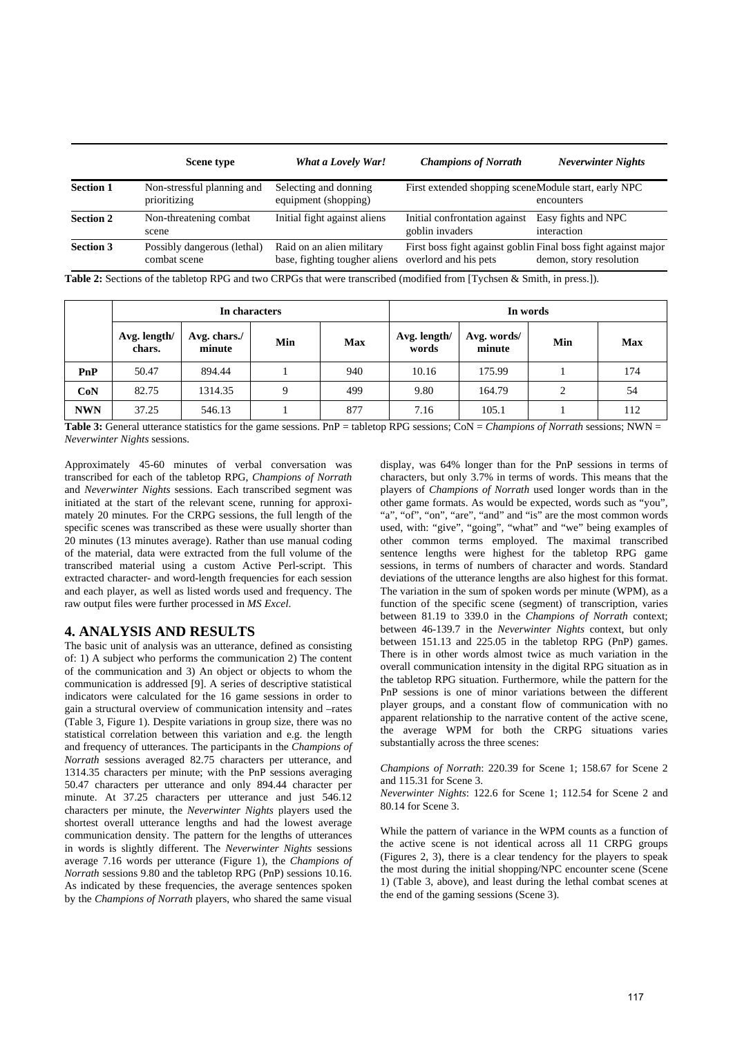| | Scene type | *What a Lovely War!* | *Champions of Norrath* | *Neverwinter Nights* |
|---|---|---|---|---|
| **Section 1** | Non-stressful planning and prioritizing | Selecting and donning equipment (shopping) | First extended shopping scene | Module start, early NPC encounters |
| **Section 2** | Non-threatening combat scene | Initial fight against aliens | Initial confrontation against goblin invaders | Easy fights and NPC interaction |
| **Section 3** | Possibly dangerous (lethal) combat scene | Raid on an alien military base, fighting tougher aliens | First boss fight against goblin overlord and his pets | Final boss fight against major demon, story resolution |

**Table 2:** Sections of the tabletop RPG and two CRPGs that were transcribed (modified from [Tychsen & Smith, in press.]).

| | In characters | | | | In words | | | |
|---|---|---|---|---|---|---|---|---|
| | Avg. length/ chars. | Avg. chars./ minute | Min | Max | Avg. length/ words | Avg. words/ minute | Min | Max |
| **PnP** | 50.47 | 894.44 | 1 | 940 | 10.16 | 175.99 | 1 | 174 |
| **CoN** | 82.75 | 1314.35 | 9 | 499 | 9.80 | 164.79 | 2 | 54 |
| **NWN** | 37.25 | 546.13 | 1 | 877 | 7.16 | 105.1 | 1 | 112 |

**Table 3:** General utterance statistics for the game sessions. PnP = tabletop RPG sessions; CoN = *Champions of Norrath* sessions; NWN = *Neverwinter Nights* sessions.

Approximately 45-60 minutes of verbal conversation was transcribed for each of the tabletop RPG, *Champions of Norrath* and *Neverwinter Nights* sessions. Each transcribed segment was initiated at the start of the relevant scene, running for approximately 20 minutes. For the CRPG sessions, the full length of the specific scenes was transcribed as these were usually shorter than 20 minutes (13 minutes average). Rather than use manual coding of the material, data were extracted from the full volume of the transcribed material using a custom Active Perl-script. This extracted character- and word-length frequencies for each session and each player, as well as listed words used and frequency. The raw output files were further processed in *MS Excel*.

## 4. ANALYSIS AND RESULTS

The basic unit of analysis was an utterance, defined as consisting of: 1) A subject who performs the communication 2) The content of the communication and 3) An object or objects to whom the communication is addressed [9]. A series of descriptive statistical indicators were calculated for the 16 game sessions in order to gain a structural overview of communication intensity and –rates (Table 3, Figure 1). Despite variations in group size, there was no statistical correlation between this variation and e.g. the length and frequency of utterances. The participants in the *Champions of Norrath* sessions averaged 82.75 characters per utterance, and 1314.35 characters per minute; with the PnP sessions averaging 50.47 characters per utterance and only 894.44 character per minute. At 37.25 characters per utterance and just 546.12 characters per minute, the *Neverwinter Nights* players used the shortest overall utterance lengths and had the lowest average communication density. The pattern for the lengths of utterances in words is slightly different. The *Neverwinter Nights* sessions average 7.16 words per utterance (Figure 1), the *Champions of Norrath* sessions 9.80 and the tabletop RPG (PnP) sessions 10.16. As indicated by these frequencies, the average sentences spoken by the *Champions of Norrath* players, who shared the same visual display, was 64% longer than for the PnP sessions in terms of characters, but only 3.7% in terms of words. This means that the players of *Champions of Norrath* used longer words than in the other game formats. As would be expected, words such as "you", "a", "of", "on", "are", "and" and "is" are the most common words used, with: "give", "going", "what" and "we" being examples of other common terms employed. The maximal transcribed sentence lengths were highest for the tabletop RPG game sessions, in terms of numbers of character and words. Standard deviations of the utterance lengths are also highest for this format. The variation in the sum of spoken words per minute (WPM), as a function of the specific scene (segment) of transcription, varies between 81.19 to 339.0 in the *Champions of Norrath* context; between 46-139.7 in the *Neverwinter Nights* context, but only between 151.13 and 225.05 in the tabletop RPG (PnP) games. There is in other words almost twice as much variation in the overall communication intensity in the digital RPG situation as in the tabletop RPG situation. Furthermore, while the pattern for the PnP sessions is one of minor variations between the different player groups, and a constant flow of communication with no apparent relationship to the narrative content of the active scene, the average WPM for both the CRPG situations varies substantially across the three scenes:

*Champions of Norrath*: 220.39 for Scene 1; 158.67 for Scene 2 and 115.31 for Scene 3.
*Neverwinter Nights*: 122.6 for Scene 1; 112.54 for Scene 2 and 80.14 for Scene 3.

While the pattern of variance in the WPM counts as a function of the active scene is not identical across all 11 CRPG groups (Figures 2, 3), there is a clear tendency for the players to speak the most during the initial shopping/NPC encounter scene (Scene 1) (Table 3, above), and least during the lethal combat scenes at the end of the gaming sessions (Scene 3).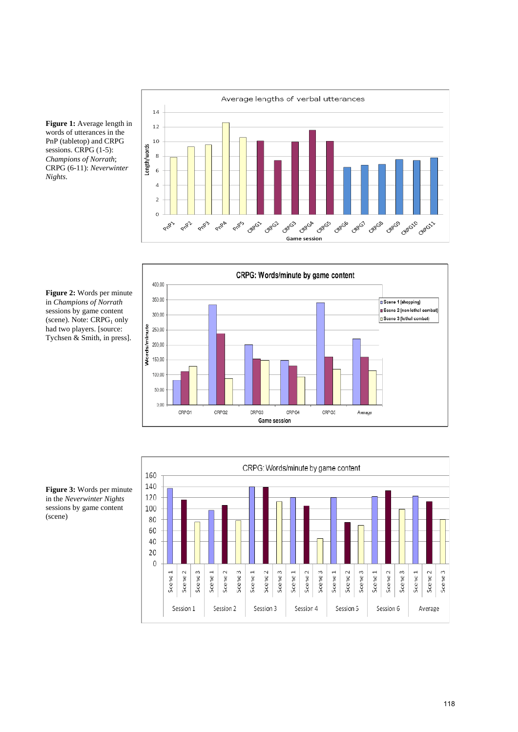**Figure 1:** Average length in words of utterances in the PnP (tabletop) and CRPG sessions. CRPG (1-5): *Champions of Norrath*; CRPG (6-11): *Neverwinter Nights*.

**Figure 2:** Words per minute in *Champions of Norrath* sessions by game content (scene). Note: $CRPG_1$ only had two players. [source: Tychsen & Smith, in press].

**Figure 3:** Words per minute in the *Neverwinter Nights* sessions by game content (scene)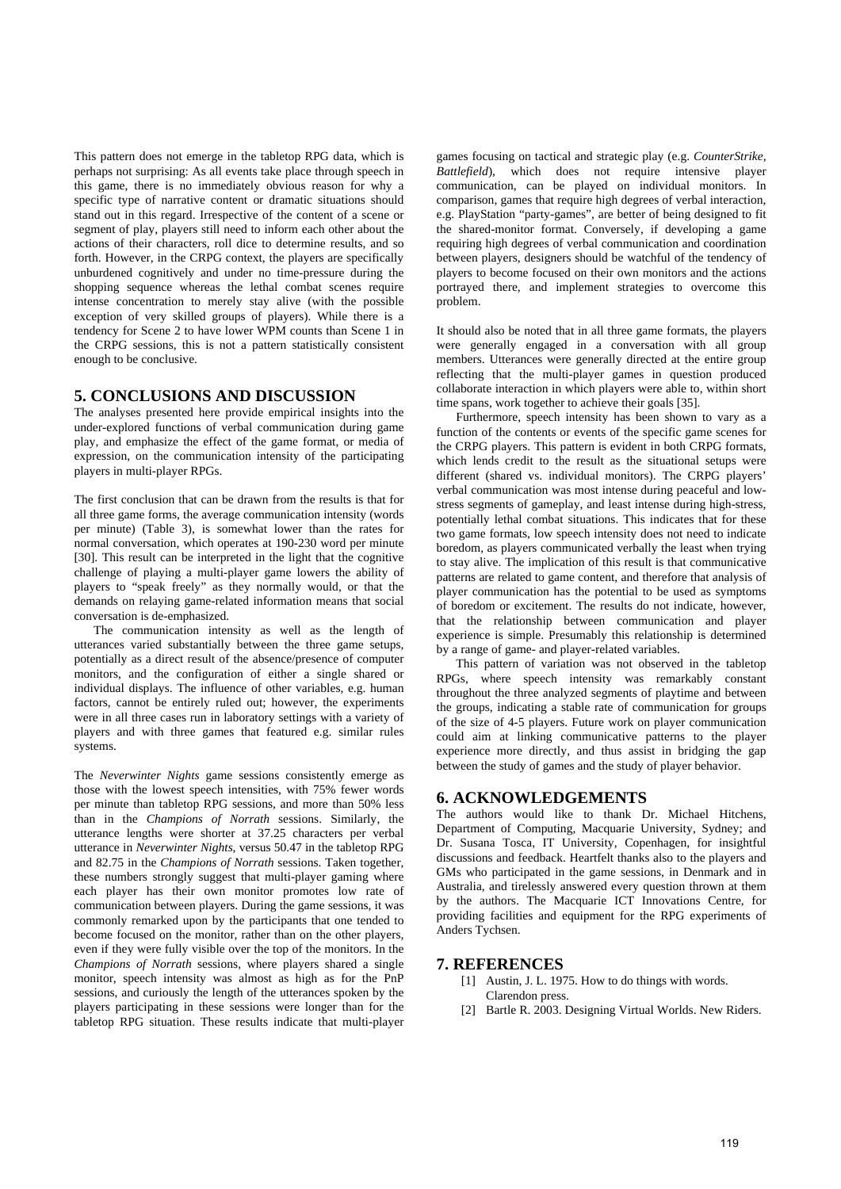This pattern does not emerge in the tabletop RPG data, which is perhaps not surprising: As all events take place through speech in this game, there is no immediately obvious reason for why a specific type of narrative content or dramatic situations should stand out in this regard. Irrespective of the content of a scene or segment of play, players still need to inform each other about the actions of their characters, roll dice to determine results, and so forth. However, in the CRPG context, the players are specifically unburdened cognitively and under no time-pressure during the shopping sequence whereas the lethal combat scenes require intense concentration to merely stay alive (with the possible exception of very skilled groups of players). While there is a tendency for Scene 2 to have lower WPM counts than Scene 1 in the CRPG sessions, this is not a pattern statistically consistent enough to be conclusive.

## 5. CONCLUSIONS AND DISCUSSION

The analyses presented here provide empirical insights into the under-explored functions of verbal communication during game play, and emphasize the effect of the game format, or media of expression, on the communication intensity of the participating players in multi-player RPGs.

The first conclusion that can be drawn from the results is that for all three game forms, the average communication intensity (words per minute) (Table 3), is somewhat lower than the rates for normal conversation, which operates at 190-230 word per minute [30]. This result can be interpreted in the light that the cognitive challenge of playing a multi-player game lowers the ability of players to "speak freely" as they normally would, or that the demands on relaying game-related information means that social conversation is de-emphasized.

The communication intensity as well as the length of utterances varied substantially between the three game setups, potentially as a direct result of the absence/presence of computer monitors, and the configuration of either a single shared or individual displays. The influence of other variables, e.g. human factors, cannot be entirely ruled out; however, the experiments were in all three cases run in laboratory settings with a variety of players and with three games that featured e.g. similar rules systems.

The *Neverwinter Nights* game sessions consistently emerge as those with the lowest speech intensities, with 75% fewer words per minute than tabletop RPG sessions, and more than 50% less than in the *Champions of Norrath* sessions. Similarly, the utterance lengths were shorter at 37.25 characters per verbal utterance in *Neverwinter Nights*, versus 50.47 in the tabletop RPG and 82.75 in the *Champions of Norrath* sessions. Taken together, these numbers strongly suggest that multi-player gaming where each player has their own monitor promotes low rate of communication between players. During the game sessions, it was commonly remarked upon by the participants that one tended to become focused on the monitor, rather than on the other players, even if they were fully visible over the top of the monitors. In the *Champions of Norrath* sessions, where players shared a single monitor, speech intensity was almost as high as for the PnP sessions, and curiously the length of the utterances spoken by the players participating in these sessions were longer than for the tabletop RPG situation. These results indicate that multi-player games focusing on tactical and strategic play (e.g. *CounterStrike, Battlefield*), which does not require intensive player communication, can be played on individual monitors. In comparison, games that require high degrees of verbal interaction, e.g. PlayStation "party-games", are better of being designed to fit the shared-monitor format. Conversely, if developing a game requiring high degrees of verbal communication and coordination between players, designers should be watchful of the tendency of players to become focused on their own monitors and the actions portrayed there, and implement strategies to overcome this problem.

It should also be noted that in all three game formats, the players were generally engaged in a conversation with all group members. Utterances were generally directed at the entire group reflecting that the multi-player games in question produced collaborate interaction in which players were able to, within short time spans, work together to achieve their goals [35].

Furthermore, speech intensity has been shown to vary as a function of the contents or events of the specific game scenes for the CRPG players. This pattern is evident in both CRPG formats, which lends credit to the result as the situational setups were different (shared vs. individual monitors). The CRPG players' verbal communication was most intense during peaceful and low-stress segments of gameplay, and least intense during high-stress, potentially lethal combat situations. This indicates that for these two game formats, low speech intensity does not need to indicate boredom, as players communicated verbally the least when trying to stay alive. The implication of this result is that communicative patterns are related to game content, and therefore that analysis of player communication has the potential to be used as symptoms of boredom or excitement. The results do not indicate, however, that the relationship between communication and player experience is simple. Presumably this relationship is determined by a range of game- and player-related variables.

This pattern of variation was not observed in the tabletop RPGs, where speech intensity was remarkably constant throughout the three analyzed segments of playtime and between the groups, indicating a stable rate of communication for groups of the size of 4-5 players. Future work on player communication could aim at linking communicative patterns to the player experience more directly, and thus assist in bridging the gap between the study of games and the study of player behavior.

## 6. ACKNOWLEDGEMENTS

The authors would like to thank Dr. Michael Hitchens, Department of Computing, Macquarie University, Sydney; and Dr. Susana Tosca, IT University, Copenhagen, for insightful discussions and feedback. Heartfelt thanks also to the players and GMs who participated in the game sessions, in Denmark and in Australia, and tirelessly answered every question thrown at them by the authors. The Macquarie ICT Innovations Centre, for providing facilities and equipment for the RPG experiments of Anders Tychsen.

## 7. REFERENCES

[1] Austin, J. L. 1975. How to do things with words. Clarendon press.

[2] Bartle R. 2003. Designing Virtual Worlds. New Riders.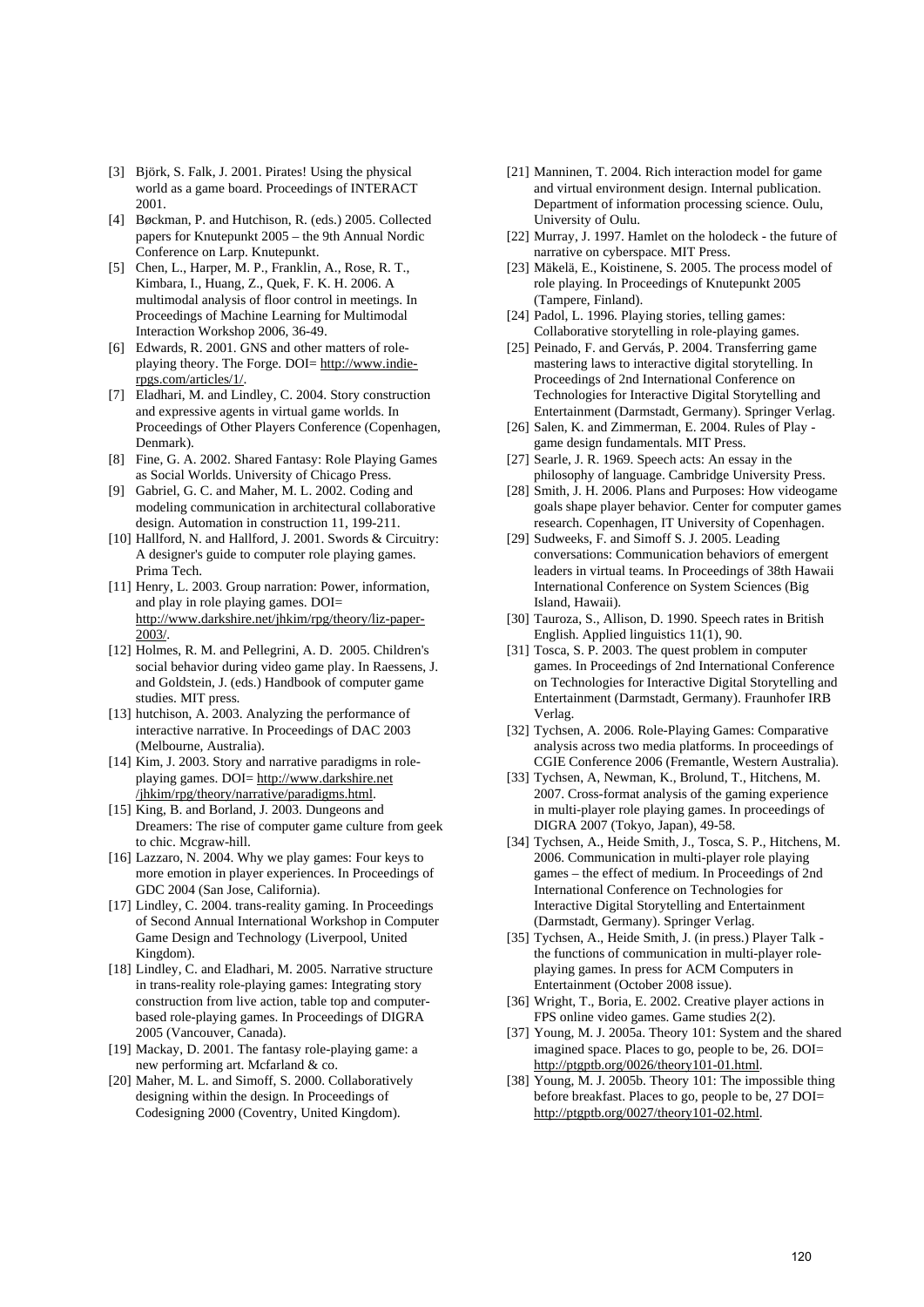[3] Björk, S. Falk, J. 2001. Pirates! Using the physical world as a game board. Proceedings of INTERACT 2001.

[4] Bøckman, P. and Hutchison, R. (eds.) 2005. Collected papers for Knutepunkt 2005 – the 9th Annual Nordic Conference on Larp. Knutepunkt.

[5] Chen, L., Harper, M. P., Franklin, A., Rose, R. T., Kimbara, I., Huang, Z., Quek, F. K. H. 2006. A multimodal analysis of floor control in meetings. In Proceedings of Machine Learning for Multimodal Interaction Workshop 2006, 36-49.

[6] Edwards, R. 2001. GNS and other matters of role-playing theory. The Forge. DOI= http://www.indie-rpgs.com/articles/1/.

[7] Eladhari, M. and Lindley, C. 2004. Story construction and expressive agents in virtual game worlds. In Proceedings of Other Players Conference (Copenhagen, Denmark).

[8] Fine, G. A. 2002. Shared Fantasy: Role Playing Games as Social Worlds. University of Chicago Press.

[9] Gabriel, G. C. and Maher, M. L. 2002. Coding and modeling communication in architectural collaborative design. Automation in construction 11, 199-211.

[10] Hallford, N. and Hallford, J. 2001. Swords & Circuitry: A designer's guide to computer role playing games. Prima Tech.

[11] Henry, L. 2003. Group narration: Power, information, and play in role playing games. DOI= http://www.darkshire.net/jhkim/rpg/theory/liz-paper-2003/.

[12] Holmes, R. M. and Pellegrini, A. D. 2005. Children's social behavior during video game play. In Raessens, J. and Goldstein, J. (eds.) Handbook of computer game studies. MIT press.

[13] hutchison, A. 2003. Analyzing the performance of interactive narrative. In Proceedings of DAC 2003 (Melbourne, Australia).

[14] Kim, J. 2003. Story and narrative paradigms in role-playing games. DOI= http://www.darkshire.net /jhkim/rpg/theory/narrative/paradigms.html.

[15] King, B. and Borland, J. 2003. Dungeons and Dreamers: The rise of computer game culture from geek to chic. Mcgraw-hill.

[16] Lazzaro, N. 2004. Why we play games: Four keys to more emotion in player experiences. In Proceedings of GDC 2004 (San Jose, California).

[17] Lindley, C. 2004. trans-reality gaming. In Proceedings of Second Annual International Workshop in Computer Game Design and Technology (Liverpool, United Kingdom).

[18] Lindley, C. and Eladhari, M. 2005. Narrative structure in trans-reality role-playing games: Integrating story construction from live action, table top and computer-based role-playing games. In Proceedings of DIGRA 2005 (Vancouver, Canada).

[19] Mackay, D. 2001. The fantasy role-playing game: a new performing art. Mcfarland & co.

[20] Maher, M. L. and Simoff, S. 2000. Collaboratively designing within the design. In Proceedings of Codesigning 2000 (Coventry, United Kingdom).

[21] Manninen, T. 2004. Rich interaction model for game and virtual environment design. Internal publication. Department of information processing science. Oulu, University of Oulu.

[22] Murray, J. 1997. Hamlet on the holodeck - the future of narrative on cyberspace. MIT Press.

[23] Mäkelä, E., Koistinene, S. 2005. The process model of role playing. In Proceedings of Knutepunkt 2005 (Tampere, Finland).

[24] Padol, L. 1996. Playing stories, telling games: Collaborative storytelling in role-playing games.

[25] Peinado, F. and Gervás, P. 2004. Transferring game mastering laws to interactive digital storytelling. In Proceedings of 2nd International Conference on Technologies for Interactive Digital Storytelling and Entertainment (Darmstadt, Germany). Springer Verlag.

[26] Salen, K. and Zimmerman, E. 2004. Rules of Play - game design fundamentals. MIT Press.

[27] Searle, J. R. 1969. Speech acts: An essay in the philosophy of language. Cambridge University Press.

[28] Smith, J. H. 2006. Plans and Purposes: How videogame goals shape player behavior. Center for computer games research. Copenhagen, IT University of Copenhagen.

[29] Sudweeks, F. and Simoff S. J. 2005. Leading conversations: Communication behaviors of emergent leaders in virtual teams. In Proceedings of 38th Hawaii International Conference on System Sciences (Big Island, Hawaii).

[30] Tauroza, S., Allison, D. 1990. Speech rates in British English. Applied linguistics 11(1), 90.

[31] Tosca, S. P. 2003. The quest problem in computer games. In Proceedings of 2nd International Conference on Technologies for Interactive Digital Storytelling and Entertainment (Darmstadt, Germany). Fraunhofer IRB Verlag.

[32] Tychsen, A. 2006. Role-Playing Games: Comparative analysis across two media platforms. In proceedings of CGIE Conference 2006 (Fremantle, Western Australia).

[33] Tychsen, A, Newman, K., Brolund, T., Hitchens, M. 2007. Cross-format analysis of the gaming experience in multi-player role playing games. In proceedings of DIGRA 2007 (Tokyo, Japan), 49-58.

[34] Tychsen, A., Heide Smith, J., Tosca, S. P., Hitchens, M. 2006. Communication in multi-player role playing games – the effect of medium. In Proceedings of 2nd International Conference on Technologies for Interactive Digital Storytelling and Entertainment (Darmstadt, Germany). Springer Verlag.

[35] Tychsen, A., Heide Smith, J. (in press.) Player Talk - the functions of communication in multi-player role-playing games. In press for ACM Computers in Entertainment (October 2008 issue).

[36] Wright, T., Boria, E. 2002. Creative player actions in FPS online video games. Game studies 2(2).

[37] Young, M. J. 2005a. Theory 101: System and the shared imagined space. Places to go, people to be, 26. DOI= http://ptgptb.org/0026/theory101-01.html.

[38] Young, M. J. 2005b. Theory 101: The impossible thing before breakfast. Places to go, people to be, 27 DOI= http://ptgptb.org/0027/theory101-02.html.